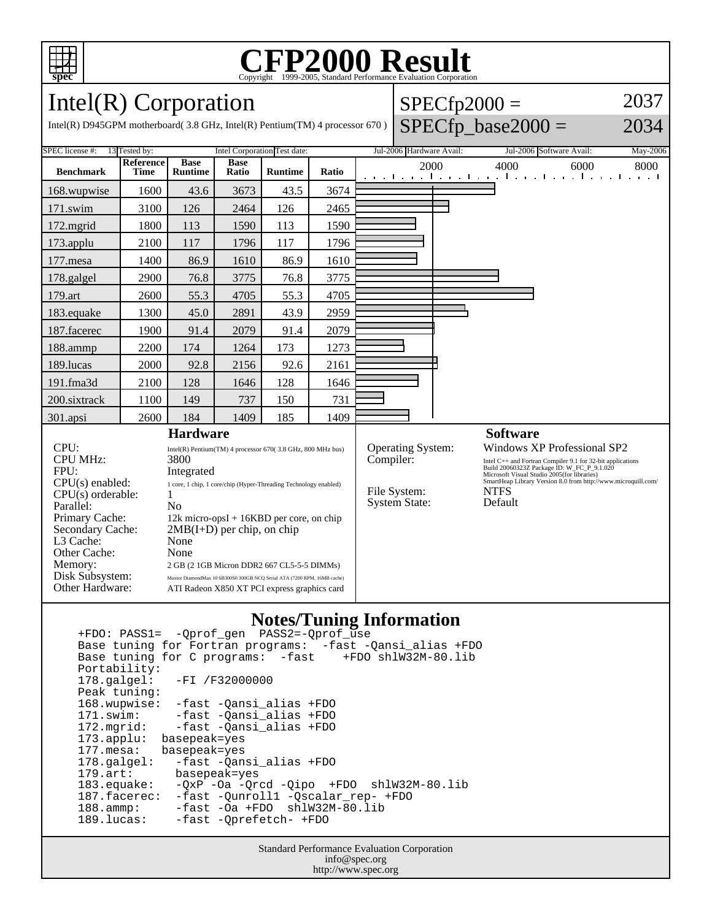# CFP2000 Result

Copyright 1999-2005, Standard Performance Evaluation Corporation

## Intel(R) Corporation

Intel(R) D945GPM motherboard( 3.8 GHz, Intel(R) Pentium(TM) 4 processor 670 )

SPECfp2000 = 2037

SPECfp_base2000 = 2034

| SPEC license #: | 13 | Tested by: | Intel Corporation | Test date: | Jul-2006 | Hardware Avail: | Jul-2006 | Software Avail: | May-2006 |
|---|---|---|---|---|---|---|---|---|---|

| Benchmark | Reference Time | Base Runtime | Base Ratio | Runtime | Ratio |
|---|---|---|---|---|---|
| 168.wupwise | 1600 | 43.6 | 3673 | 43.5 | 3674 |
| 171.swim | 3100 | 126 | 2464 | 126 | 2465 |
| 172.mgrid | 1800 | 113 | 1590 | 113 | 1590 |
| 173.applu | 2100 | 117 | 1796 | 117 | 1796 |
| 177.mesa | 1400 | 86.9 | 1610 | 86.9 | 1610 |
| 178.galgel | 2900 | 76.8 | 3775 | 76.8 | 3775 |
| 179.art | 2600 | 55.3 | 4705 | 55.3 | 4705 |
| 183.equake | 1300 | 45.0 | 2891 | 43.9 | 2959 |
| 187.facerec | 1900 | 91.4 | 2079 | 91.4 | 2079 |
| 188.ammp | 2200 | 174 | 1264 | 173 | 1273 |
| 189.lucas | 2000 | 92.8 | 2156 | 92.6 | 2161 |
| 191.fma3d | 2100 | 128 | 1646 | 128 | 1646 |
| 200.sixtrack | 1100 | 149 | 737 | 150 | 731 |
| 301.apsi | 2600 | 184 | 1409 | 185 | 1409 |

### Hardware

| | |
|---|---|
| CPU: | Intel(R) Pentium(TM) 4 processor 670( 3.8 GHz, 800 MHz bus) |
| CPU MHz: | 3800 |
| FPU: | Integrated |
| CPU(s) enabled: | 1 core, 1 chip, 1 core/chip (Hyper-Threading Technology enabled) |
| CPU(s) orderable: | 1 |
| Parallel: | No |
| Primary Cache: | 12k micro-opsI + 16KBD per core, on chip |
| Secondary Cache: | 2MB(I+D) per chip, on chip |
| L3 Cache: | None |
| Other Cache: | None |
| Memory: | 2 GB (2 1GB Micron DDR2 667 CL5-5-5 DIMMs) |
| Disk Subsystem: | Maxtor DiamondMax 10 6B300S0 300GB NCQ Serial ATA (7200 RPM, 16MB cache) |
| Other Hardware: | ATI Radeon X850 XT PCI express graphics card |

### Software

| | |
|---|---|
| Operating System: | Windows XP Professional SP2 |
| Compiler: | Intel C++ and Fortran Compiler 9.1 for 32-bit applications Build 20060323Z Package ID: W_FC_P_9.1.020 Microsoft Visual Studio 2005(for libraries) SmartHeap Library Version 8.0 from http://www.microquill.com/ |
| File System: | NTFS |
| System State: | Default |

### Notes/Tuning Information

```
+FDO: PASS1=  -Qprof_gen  PASS2=-Qprof_use
Base tuning for Fortran programs:  -fast -Qansi_alias +FDO
Base tuning for C programs:  -fast    +FDO shlW32M-80.lib
Portability:
178.galgel:   -FI /F32000000
Peak tuning:
168.wupwise:  -fast -Qansi_alias +FDO
171.swim:     -fast -Qansi_alias +FDO
172.mgrid:    -fast -Qansi_alias +FDO
173.applu:  basepeak=yes
177.mesa:   basepeak=yes
178.galgel:   -fast -Qansi_alias +FDO
179.art:      basepeak=yes
183.equake:   -QxP -Oa -Qrcd -Qipo  +FDO  shlW32M-80.lib
187.facerec:  -fast -Qunroll1 -Qscalar_rep- +FDO
188.ammp:     -fast -Oa +FDO  shlW32M-80.lib
189.lucas:    -fast -Qprefetch- +FDO
```

Standard Performance Evaluation Corporation
info@spec.org
http://www.spec.org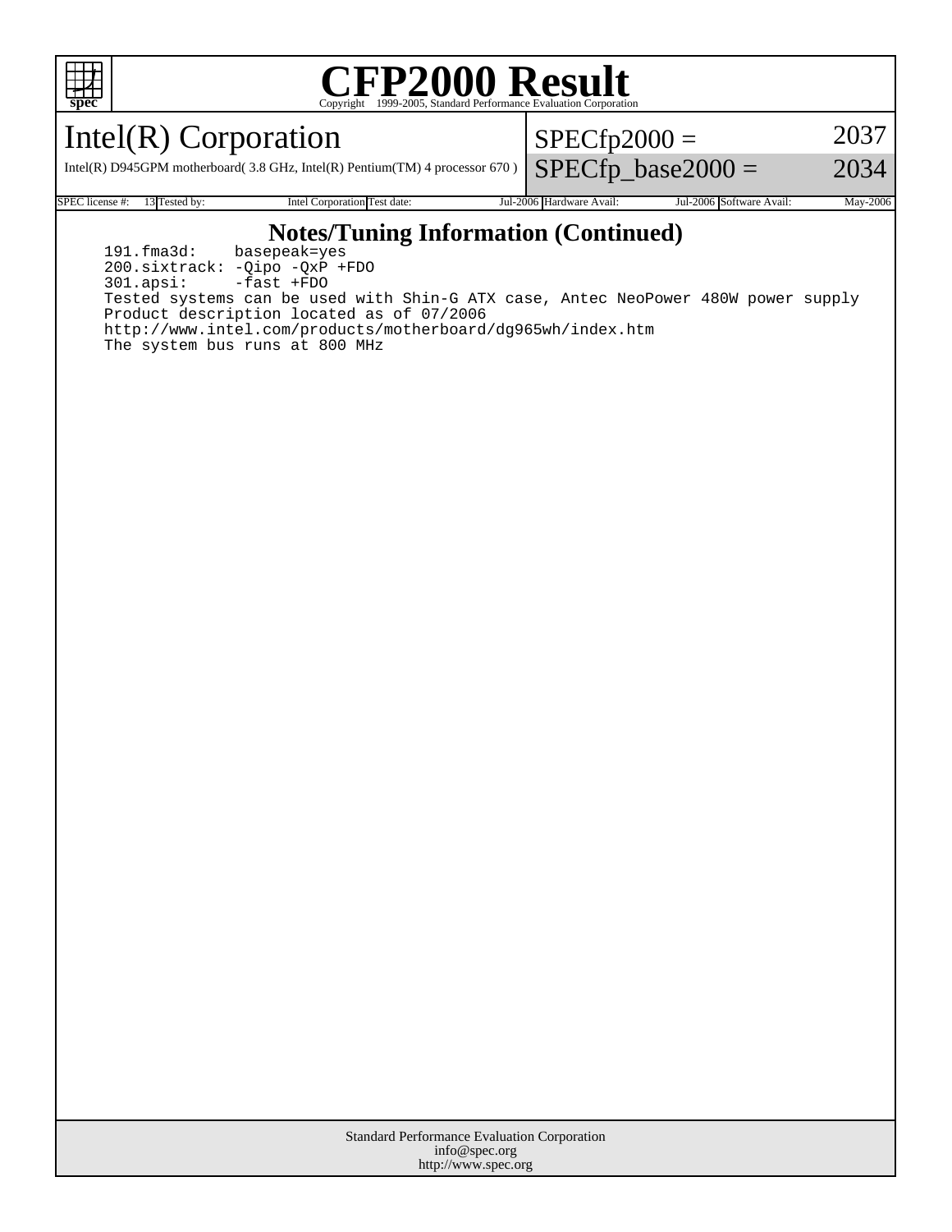# CFP2000 Result

Copyright 1999-2005, Standard Performance Evaluation Corporation

## Intel(R) Corporation

Intel(R) D945GPM motherboard( 3.8 GHz, Intel(R) Pentium(TM) 4 processor 670 )

SPECfp2000 = 2037

SPECfp_base2000 = 2034

| SPEC license #: | 13 | Tested by: | Intel Corporation | Test date: | Jul-2006 | Hardware Avail: | Jul-2006 | Software Avail: | May-2006 |
|---|---|---|---|---|---|---|---|---|---|

### Notes/Tuning Information (Continued)

```
191.fma3d:    basepeak=yes
200.sixtrack: -Qipo -QxP +FDO
301.apsi:     -fast +FDO
Tested systems can be used with Shin-G ATX case, Antec NeoPower 480W power supply
Product description located as of 07/2006
http://www.intel.com/products/motherboard/dg965wh/index.htm
The system bus runs at 800 MHz
```

Standard Performance Evaluation Corporation
info@spec.org
http://www.spec.org